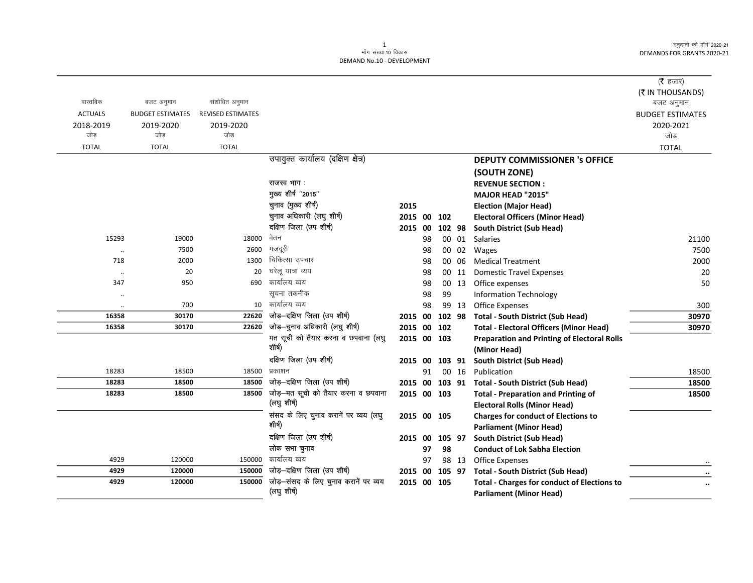मॉंग संख्या.10 विकास
DEMAND No.10 - DEVELOPMENT

अनुदानों की मॉंगें 2020-21
DEMANDS FOR GRANTS 2020-21

(₹ हजार)
(₹ IN THOUSANDS)

| वास्तविक ACTUALS 2018-2019 जोड़ TOTAL | बजट अनुमान BUDGET ESTIMATES 2019-2020 जोड़ TOTAL | संशोधित अनुमान REVISED ESTIMATES 2019-2020 जोड़ TOTAL | | | | | | | बजट अनुमान BUDGET ESTIMATES 2020-2021 जोड़ TOTAL |
|---|---|---|---|---|---|---|---|---|---|
| | | | उपायुक्त कार्यालय (दक्षिण क्षेत्र) | | | | | **DEPUTY COMMISSIONER 's OFFICE (SOUTH ZONE)** | |
| | | | राजस्व भाग : | | | | | **REVENUE SECTION :** | |
| | | | मुख्य शीर्ष "2015" | | | | | **MAJOR HEAD "2015"** | |
| | | | चुनाव (मुख्य शीर्ष) | 2015 | | | | **Election (Major Head)** | |
| | | | चुनाव अधिकारी (लघु शीर्ष) | 2015 | 00 | 102 | | **Electoral Officers (Minor Head)** | |
| | | | दक्षिण जिला (उप शीर्ष) | 2015 | 00 | 102 | 98 | **South District (Sub Head)** | |
| 15293 | 19000 | 18000 | वेतन | | 98 | 00 | 01 | Salaries | 21100 |
| .. | 7500 | 2600 | मजदूरी | | 98 | 00 | 02 | Wages | 7500 |
| 718 | 2000 | 1300 | चिकित्सा उपचार | | 98 | 00 | 06 | Medical Treatment | 2000 |
| .. | 20 | 20 | घरेलू यात्रा व्यय | | 98 | 00 | 11 | Domestic Travel Expenses | 20 |
| 347 | 950 | 690 | कार्यालय व्यय | | 98 | 00 | 13 | Office expenses | 50 |
| .. | | | सूचना तकनीक | | 98 | 99 | | Information Technology | |
| .. | 700 | 10 | कार्यालय व्यय | | 98 | 99 | 13 | Office Expenses | 300 |
| **16358** | **30170** | **22620** | जोड़–दक्षिण जिला (उप शीर्ष) | **2015** | **00** | **102** | **98** | **Total - South District (Sub Head)** | **30970** |
| **16358** | **30170** | **22620** | जोड़–चुनाव अधिकारी (लघु शीर्ष) | **2015** | **00** | **102** | | **Total - Electoral Officers (Minor Head)** | **30970** |
| | | | मत सूची को तैयार करना व छपवाना (लघु शीर्ष) | **2015** | **00** | **103** | | **Preparation and Printing of Electoral Rolls (Minor Head)** | |
| | | | दक्षिण जिला (उप शीर्ष) | **2015** | **00** | **103** | **91** | **South District (Sub Head)** | |
| 18283 | 18500 | 18500 | प्रकाशन | | 91 | 00 | 16 | Publication | 18500 |
| **18283** | **18500** | **18500** | जोड़–दक्षिण जिला (उप शीर्ष) | **2015** | **00** | **103** | **91** | **Total - South District (Sub Head)** | **18500** |
| **18283** | **18500** | **18500** | जोड़–मत सूची को तैयार करना व छपवाना (लघु शीर्ष) | **2015** | **00** | **103** | | **Total - Preparation and Printing of Electoral Rolls (Minor Head)** | **18500** |
| | | | संसद के लिए चुनाव करानें पर व्यय (लघु शीर्ष) | **2015** | **00** | **105** | | **Charges for conduct of Elections to Parliament (Minor Head)** | |
| | | | दक्षिण जिला (उप शीर्ष) | **2015** | **00** | **105** | **97** | **South District (Sub Head)** | |
| | | | लोक सभा चुनाव | | **97** | **98** | | **Conduct of Lok Sabha Election** | |
| 4929 | 120000 | 150000 | कार्यालय व्यय | | 97 | 98 | 13 | Office Expenses | .. |
| **4929** | **120000** | **150000** | जोड़–दक्षिण जिला (उप शीर्ष) | **2015** | **00** | **105** | **97** | **Total - South District (Sub Head)** | **..** |
| **4929** | **120000** | **150000** | जोड़–संसद के लिए चुनाव करानें पर व्यय (लघु शीर्ष) | **2015** | **00** | **105** | | **Total - Charges for conduct of Elections to Parliament (Minor Head)** | **..** |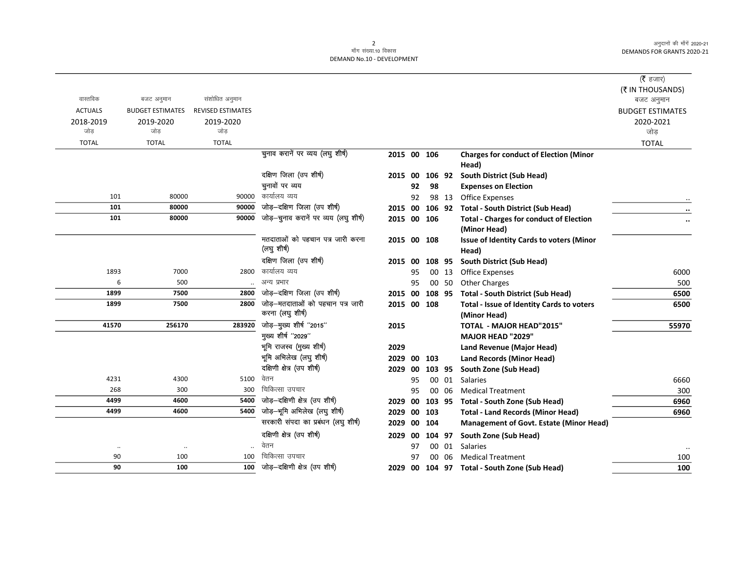मॉंग संख्या.10 विकास
DEMAND No.10 - DEVELOPMENT

| वास्तविक ACTUALS 2018-2019 जोड़ TOTAL | बजट अनुमान BUDGET ESTIMATES 2019-2020 जोड़ TOTAL | संशोधित अनुमान REVISED ESTIMATES 2019-2020 जोड़ TOTAL | | | | | | | (₹ हजार) (₹ IN THOUSANDS) बजट अनुमान BUDGET ESTIMATES 2020-2021 जोड़ TOTAL |
|---|---|---|---|---|---|---|---|---|---|
| | | | चुनाव करानें पर व्यय (लघु शीर्ष) | 2015 | 00 | 106 | | **Charges for conduct of Election (Minor Head)** | |
| | | | दक्षिण जिला (उप शीर्ष) | 2015 | 00 | 106 | 92 | **South District (Sub Head)** | |
| | | | चुनावों पर व्यय | | 92 | 98 | | **Expenses on Election** | |
| 101 | 80000 | 90000 | कार्यालय व्यय | | 92 | 98 | 13 | Office Expenses | .. |
| **101** | **80000** | **90000** | जोड़–दक्षिण जिला (उप शीर्ष) | 2015 | 00 | 106 | 92 | **Total - South District (Sub Head)** | **..** |
| **101** | **80000** | **90000** | जोड़–चुनाव करानें पर व्यय (लघु शीर्ष) | 2015 | 00 | 106 | | **Total - Charges for conduct of Election (Minor Head)** | **..** |
| | | | मतदाताओं को पहचान पत्र जारी करना (लघु शीर्ष) | 2015 | 00 | 108 | | **Issue of Identity Cards to voters (Minor Head)** | |
| | | | दक्षिण जिला (उप शीर्ष) | 2015 | 00 | 108 | 95 | **South District (Sub Head)** | |
| 1893 | 7000 | 2800 | कार्यालय व्यय | | 95 | 00 | 13 | Office Expenses | 6000 |
| 6 | 500 | .. | अन्य प्रभार | | 95 | 00 | 50 | Other Charges | 500 |
| **1899** | **7500** | **2800** | जोड़–दक्षिण जिला (उप शीर्ष) | 2015 | 00 | 108 | 95 | **Total - South District (Sub Head)** | **6500** |
| **1899** | **7500** | **2800** | जोड़–मतदाताओं को पहचान पत्र जारी करना (लघु शीर्ष) | 2015 | 00 | 108 | | **Total - Issue of Identity Cards to voters (Minor Head)** | **6500** |
| **41570** | **256170** | **283920** | जोड़–मुख्य शीर्ष "2015" | 2015 | | | | **TOTAL - MAJOR HEAD"2015"** | **55970** |
| | | | मुख्य शीर्ष "2029" | | | | | **MAJOR HEAD "2029"** | |
| | | | भूमि राजस्व (मुख्य शीर्ष) | 2029 | | | | **Land Revenue (Major Head)** | |
| | | | भूमि अभिलेख (लघु शीर्ष) | 2029 | 00 | 103 | | **Land Records (Minor Head)** | |
| | | | दक्षिणी क्षेत्र (उप शीर्ष) | 2029 | 00 | 103 | 95 | **South Zone (Sub Head)** | |
| 4231 | 4300 | 5100 | वेतन | | 95 | 00 | 01 | Salaries | 6660 |
| 268 | 300 | 300 | चिकित्सा उपचार | | 95 | 00 | 06 | Medical Treatment | 300 |
| **4499** | **4600** | **5400** | जोड़–दक्षिणी क्षेत्र (उप शीर्ष) | 2029 | 00 | 103 | 95 | **Total - South Zone (Sub Head)** | **6960** |
| **4499** | **4600** | **5400** | जोड़–भूमि अभिलेख (लघु शीर्ष) | 2029 | 00 | 103 | | **Total - Land Records (Minor Head)** | **6960** |
| | | | सरकारी संपदा का प्रबंधन (लघु शीर्ष) | 2029 | 00 | 104 | | **Management of Govt. Estate (Minor Head)** | |
| | | | दक्षिणी क्षेत्र (उप शीर्ष) | 2029 | 00 | 104 | 97 | **South Zone (Sub Head)** | |
| .. | .. | .. | वेतन | | 97 | 00 | 01 | Salaries | .. |
| 90 | 100 | 100 | चिकित्सा उपचार | | 97 | 00 | 06 | Medical Treatment | 100 |
| **90** | **100** | **100** | जोड़–दक्षिणी क्षेत्र (उप शीर्ष) | 2029 | 00 | 104 | 97 | **Total - South Zone (Sub Head)** | **100** |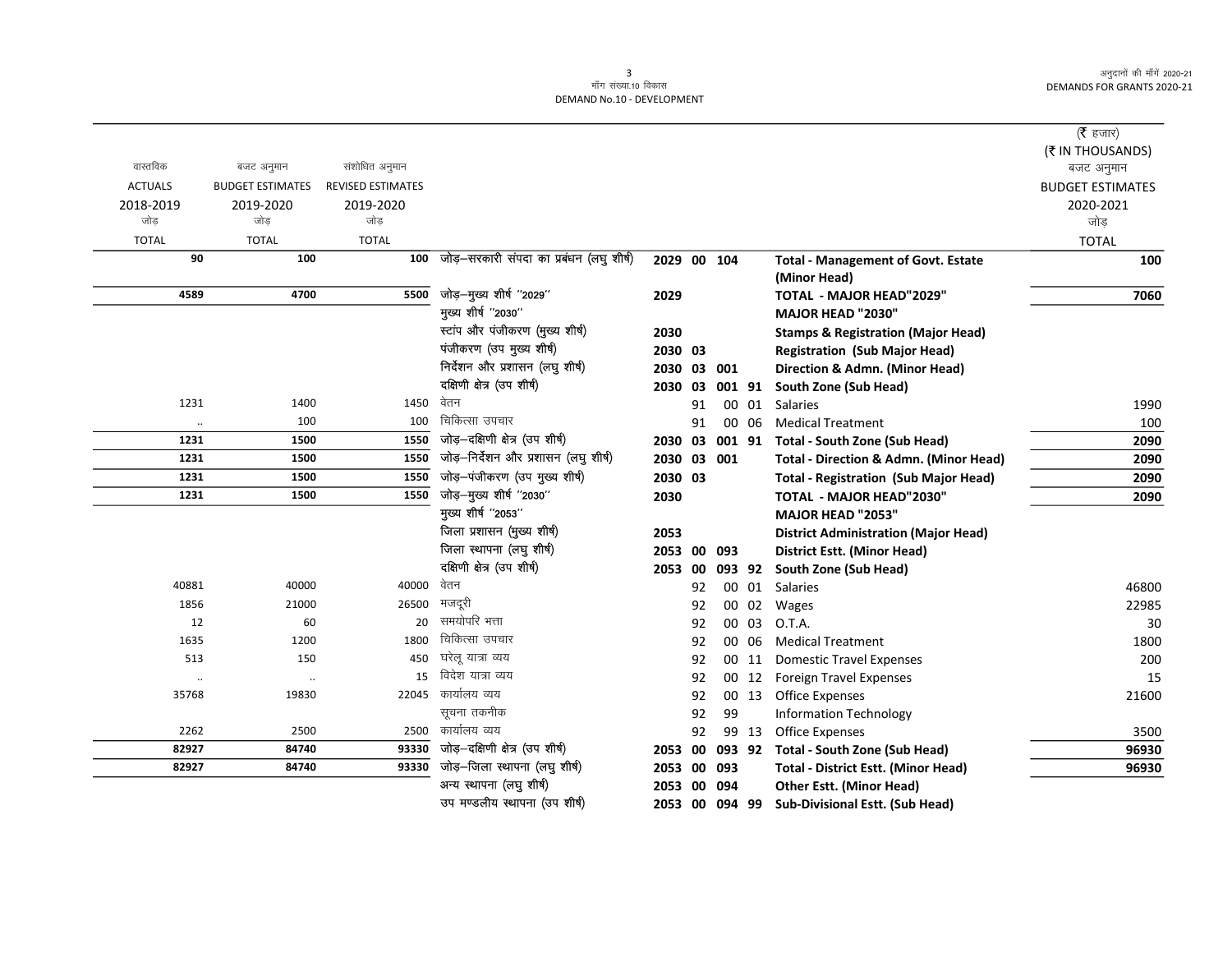मॉंग संख्या.10 विकास
DEMAND No.10 - DEVELOPMENT

(₹ हजार)
(₹ IN THOUSANDS)

| वास्तविक ACTUALS 2018-2019 जोड़ TOTAL | बजट अनुमान BUDGET ESTIMATES 2019-2020 जोड़ TOTAL | संशोधित अनुमान REVISED ESTIMATES 2019-2020 जोड़ TOTAL | | | | | | | बजट अनुमान BUDGET ESTIMATES 2020-2021 जोड़ TOTAL |
|---|---|---|---|---|---|---|---|---|---|
| **90** | **100** | **100** | जोड़–सरकारी संपदा का प्रबंधन (लघु शीर्ष) | **2029** | **00** | **104** | | **Total - Management of Govt. Estate (Minor Head)** | **100** |
| **4589** | **4700** | **5500** | जोड़–मुख्य शीर्ष ''2029'' | **2029** | | | | **TOTAL - MAJOR HEAD"2029"** | **7060** |
| | | | मुख्य शीर्ष ''2030'' | | | | | **MAJOR HEAD "2030"** | |
| | | | स्टांप और पंजीकरण (मुख्य शीर्ष) | **2030** | | | | **Stamps & Registration (Major Head)** | |
| | | | पंजीकरण (उप मुख्य शीर्ष) | **2030** | **03** | | | **Registration (Sub Major Head)** | |
| | | | निर्देशन और प्रशासन (लघु शीर्ष) | **2030** | **03** | **001** | | **Direction & Admn. (Minor Head)** | |
| | | | दक्षिणी क्षेत्र (उप शीर्ष) | **2030** | **03** | **001** | **91** | **South Zone (Sub Head)** | |
| 1231 | 1400 | 1450 | वेतन | | 91 | 00 | 01 | Salaries | 1990 |
| .. | 100 | 100 | चिकित्सा उपचार | | 91 | 00 | 06 | Medical Treatment | 100 |
| **1231** | **1500** | **1550** | जोड़–दक्षिणी क्षेत्र (उप शीर्ष) | **2030** | **03** | **001** | **91** | **Total - South Zone (Sub Head)** | **2090** |
| **1231** | **1500** | **1550** | जोड़–निर्देशन और प्रशासन (लघु शीर्ष) | **2030** | **03** | **001** | | **Total - Direction & Admn. (Minor Head)** | **2090** |
| **1231** | **1500** | **1550** | जोड़–पंजीकरण (उप मुख्य शीर्ष) | **2030** | **03** | | | **Total - Registration (Sub Major Head)** | **2090** |
| **1231** | **1500** | **1550** | जोड़–मुख्य शीर्ष ''2030'' | **2030** | | | | **TOTAL - MAJOR HEAD"2030"** | **2090** |
| | | | मुख्य शीर्ष ''2053'' | | | | | **MAJOR HEAD "2053"** | |
| | | | जिला प्रशासन (मुख्य शीर्ष) | **2053** | | | | **District Administration (Major Head)** | |
| | | | जिला स्थापना (लघु शीर्ष) | **2053** | **00** | **093** | | **District Estt. (Minor Head)** | |
| | | | दक्षिणी क्षेत्र (उप शीर्ष) | **2053** | **00** | **093** | **92** | **South Zone (Sub Head)** | |
| 40881 | 40000 | 40000 | वेतन | | 92 | 00 | 01 | Salaries | 46800 |
| 1856 | 21000 | 26500 | मजदूरी | | 92 | 00 | 02 | Wages | 22985 |
| 12 | 60 | 20 | समयोपरि भत्ता | | 92 | 00 | 03 | O.T.A. | 30 |
| 1635 | 1200 | 1800 | चिकित्सा उपचार | | 92 | 00 | 06 | Medical Treatment | 1800 |
| 513 | 150 | 450 | घरेलू यात्रा व्यय | | 92 | 00 | 11 | Domestic Travel Expenses | 200 |
| .. | .. | 15 | विदेश यात्रा व्यय | | 92 | 00 | 12 | Foreign Travel Expenses | 15 |
| 35768 | 19830 | 22045 | कार्यालय व्यय | | 92 | 00 | 13 | Office Expenses | 21600 |
| | | | सूचना तकनीक | | 92 | 99 | | Information Technology | |
| 2262 | 2500 | 2500 | कार्यालय व्यय | | 92 | 99 | 13 | Office Expenses | 3500 |
| **82927** | **84740** | **93330** | जोड़–दक्षिणी क्षेत्र (उप शीर्ष) | **2053** | **00** | **093** | **92** | **Total - South Zone (Sub Head)** | **96930** |
| **82927** | **84740** | **93330** | जोड़–जिला स्थापना (लघु शीर्ष) | **2053** | **00** | **093** | | **Total - District Estt. (Minor Head)** | **96930** |
| | | | अन्य स्थापना (लघु शीर्ष) | **2053** | **00** | **094** | | **Other Estt. (Minor Head)** | |
| | | | उप मण्डलीय स्थापना (उप शीर्ष) | **2053** | **00** | **094** | **99** | **Sub-Divisional Estt. (Sub Head)** | |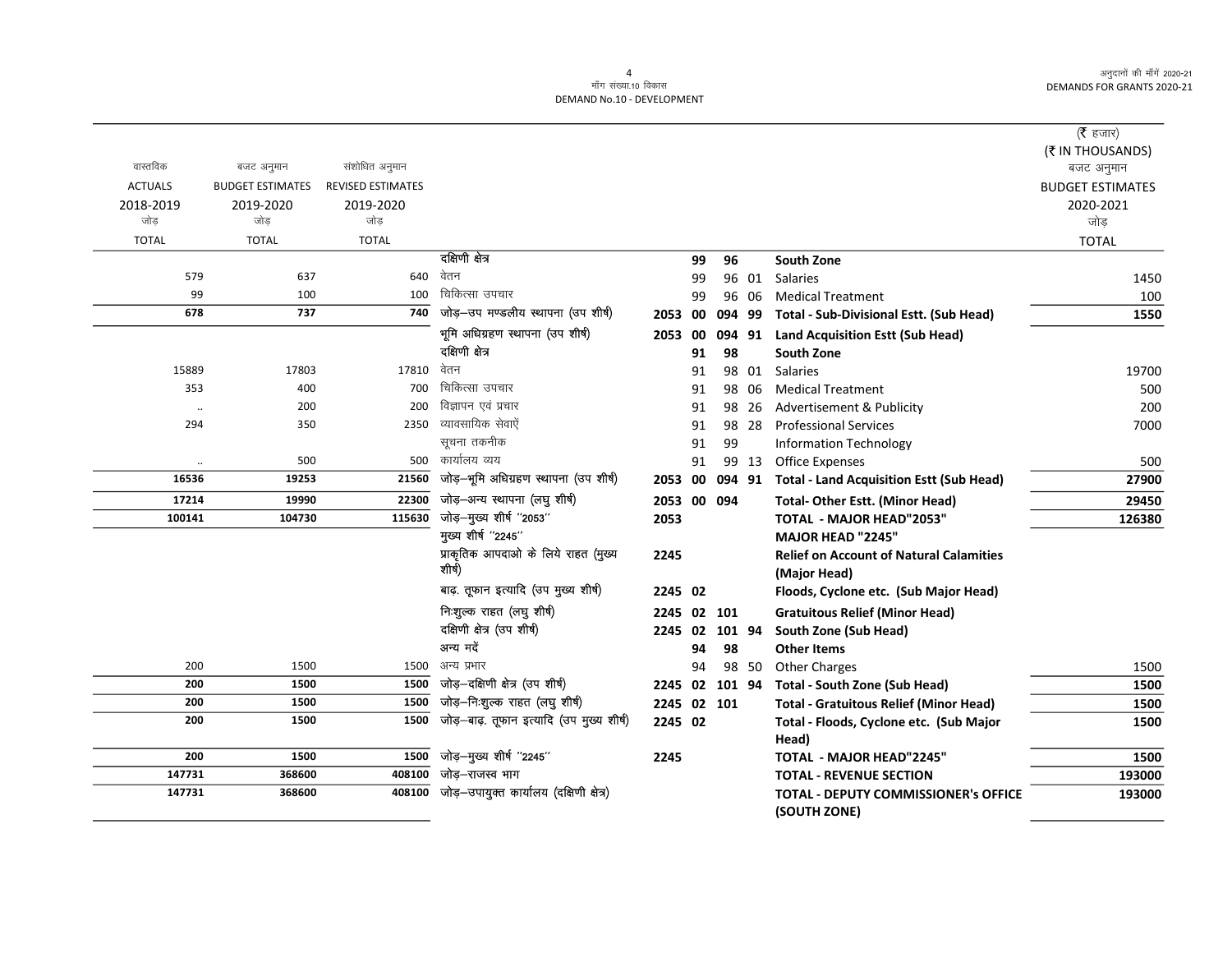मॉंग संख्या.10 विकास
DEMAND No.10 - DEVELOPMENT

| वास्तविक ACTUALS 2018-2019 जोड़ TOTAL | बजट अनुमान BUDGET ESTIMATES 2019-2020 जोड़ TOTAL | संशोधित अनुमान REVISED ESTIMATES 2019-2020 जोड़ TOTAL | | | | | | | (₹ हजार) (₹ IN THOUSANDS) बजट अनुमान BUDGET ESTIMATES 2020-2021 जोड़ TOTAL |
|---|---|---|---|---|---|---|---|---|---|
| | | | दक्षिणी क्षेत्र | | 99 | 96 | | **South Zone** | |
| 579 | 637 | 640 | वेतन | | 99 | 96 | 01 | Salaries | 1450 |
| 99 | 100 | 100 | चिकित्सा उपचार | | 99 | 96 | 06 | Medical Treatment | 100 |
| **678** | **737** | **740** | जोड़–उप मण्डलीय स्थापना (उप शीर्ष) | **2053** | **00** | **094** | **99** | **Total - Sub-Divisional Estt. (Sub Head)** | **1550** |
| | | | भूमि अधिग्रहण स्थापना (उप शीर्ष) | **2053** | **00** | **094** | **91** | **Land Acquisition Estt (Sub Head)** | |
| | | | दक्षिणी क्षेत्र | | 91 | 98 | | **South Zone** | |
| 15889 | 17803 | 17810 | वेतन | | 91 | 98 | 01 | Salaries | 19700 |
| 353 | 400 | 700 | चिकित्सा उपचार | | 91 | 98 | 06 | Medical Treatment | 500 |
| .. | 200 | 200 | विज्ञापन एवं प्रचार | | 91 | 98 | 26 | Advertisement & Publicity | 200 |
| 294 | 350 | 2350 | व्यावसायिक सेवाऐं | | 91 | 98 | 28 | Professional Services | 7000 |
| | | | सूचना तकनीक | | 91 | 99 | | Information Technology | |
| .. | 500 | 500 | कार्यालय व्यय | | 91 | 99 | 13 | Office Expenses | 500 |
| **16536** | **19253** | **21560** | जोड़–भूमि अधिग्रहण स्थापना (उप शीर्ष) | **2053** | **00** | **094** | **91** | **Total - Land Acquisition Estt (Sub Head)** | **27900** |
| **17214** | **19990** | **22300** | जोड़–अन्य स्थापना (लघु शीर्ष) | **2053** | **00** | **094** | | **Total- Other Estt. (Minor Head)** | **29450** |
| **100141** | **104730** | **115630** | जोड़–मुख्य शीर्ष ''2053'' | **2053** | | | | **TOTAL - MAJOR HEAD"2053"** | **126380** |
| | | | मुख्य शीर्ष ''2245'' | | | | | **MAJOR HEAD "2245"** | |
| | | | प्राकृतिक आपदाओ के लिये राहत (मुख्य शीर्ष) | **2245** | | | | **Relief on Account of Natural Calamities (Major Head)** | |
| | | | बाढ़. तूफान इत्यादि (उप मुख्य शीर्ष) | **2245** | **02** | | | **Floods, Cyclone etc. (Sub Major Head)** | |
| | | | निःशुल्क राहत (लघु शीर्ष) | **2245** | **02** | **101** | | **Gratuitous Relief (Minor Head)** | |
| | | | दक्षिणी क्षेत्र (उप शीर्ष) | **2245** | **02** | **101** | **94** | **South Zone (Sub Head)** | |
| | | | अन्य मदें | | 94 | 98 | | **Other Items** | |
| 200 | 1500 | 1500 | अन्य प्रभार | | 94 | 98 | 50 | Other Charges | 1500 |
| **200** | **1500** | **1500** | जोड़–दक्षिणी क्षेत्र (उप शीर्ष) | **2245** | **02** | **101** | **94** | **Total - South Zone (Sub Head)** | **1500** |
| **200** | **1500** | **1500** | जोड़–निःशुल्क राहत (लघु शीर्ष) | **2245** | **02** | **101** | | **Total - Gratuitous Relief (Minor Head)** | **1500** |
| **200** | **1500** | **1500** | जोड़–बाढ़. तूफान इत्यादि (उप मुख्य शीर्ष) | **2245** | **02** | | | **Total - Floods, Cyclone etc. (Sub Major Head)** | **1500** |
| **200** | **1500** | **1500** | जोड़–मुख्य शीर्ष ''2245'' | **2245** | | | | **TOTAL - MAJOR HEAD"2245"** | **1500** |
| **147731** | **368600** | **408100** | जोड़–राजस्व भाग | | | | | **TOTAL - REVENUE SECTION** | **193000** |
| **147731** | **368600** | **408100** | जोड़–उपायुक्त कार्यालय (दक्षिणी क्षेत्र) | | | | | **TOTAL - DEPUTY COMMISSIONER's OFFICE (SOUTH ZONE)** | **193000** |